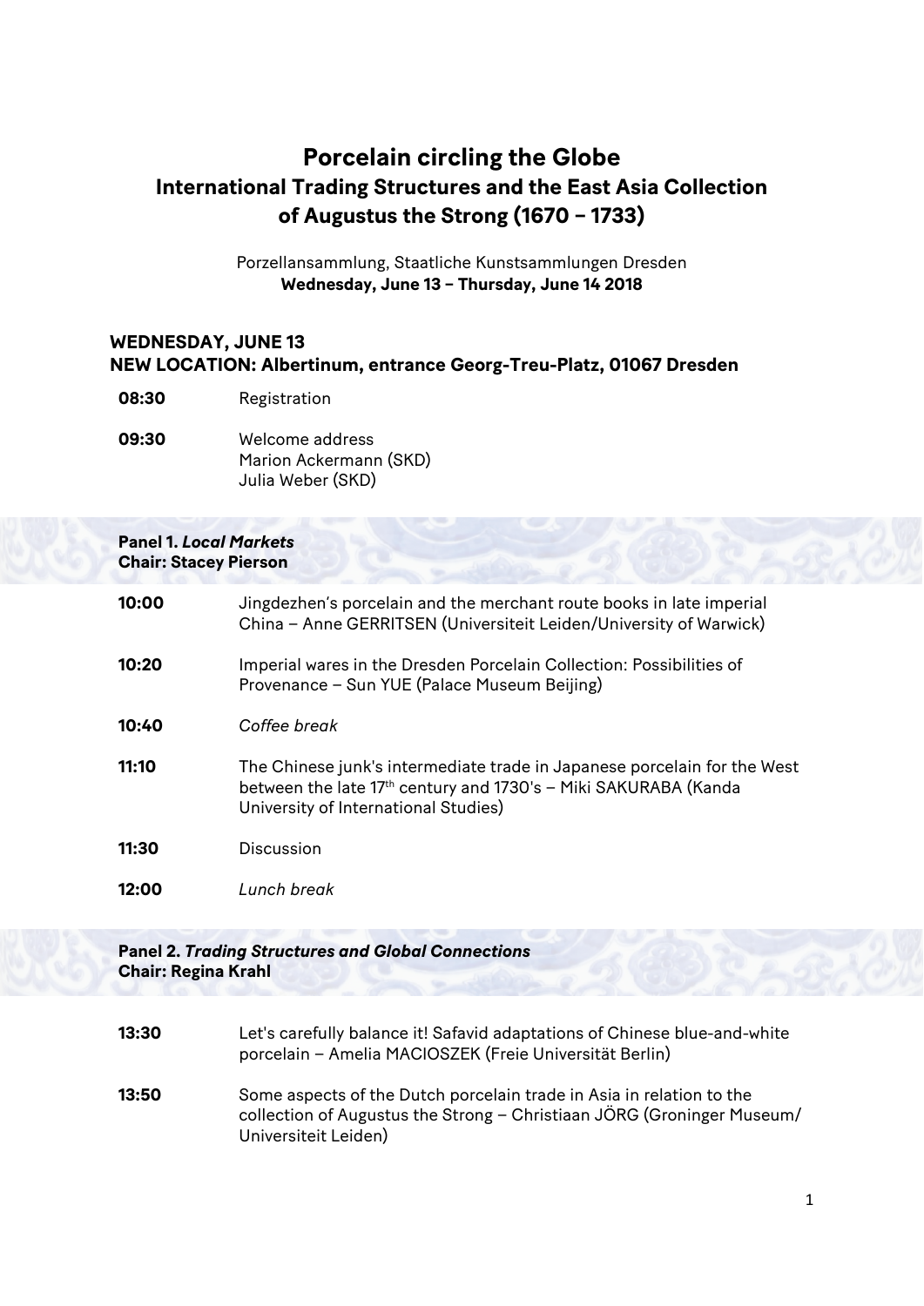# Porcelain circling the Globe
## International Trading Structures and the East Asia Collection of Augustus the Strong (1670 – 1733)

Porzellansammlung, Staatliche Kunstsammlungen Dresden
**Wednesday, June 13 – Thursday, June 14 2018**

### WEDNESDAY, JUNE 13
### NEW LOCATION: Albertinum, entrance Georg-Treu-Platz, 01067 Dresden

**08:30** Registration

**09:30** Welcome address
Marion Ackermann (SKD)
Julia Weber (SKD)

**Panel 1. *Local Markets***
**Chair: Stacey Pierson**

**10:00** Jingdezhen's porcelain and the merchant route books in late imperial China – Anne GERRITSEN (Universiteit Leiden/University of Warwick)

**10:20** Imperial wares in the Dresden Porcelain Collection: Possibilities of Provenance – Sun YUE (Palace Museum Beijing)

**10:40** *Coffee break*

**11:10** The Chinese junk's intermediate trade in Japanese porcelain for the West between the late 17th century and 1730's – Miki SAKURABA (Kanda University of International Studies)

**11:30** Discussion

**12:00** *Lunch break*

**Panel 2. *Trading Structures and Global Connections***
**Chair: Regina Krahl**

**13:30** Let's carefully balance it! Safavid adaptations of Chinese blue-and-white porcelain – Amelia MACIOSZEK (Freie Universität Berlin)

**13:50** Some aspects of the Dutch porcelain trade in Asia in relation to the collection of Augustus the Strong – Christiaan JÖRG (Groninger Museum/ Universiteit Leiden)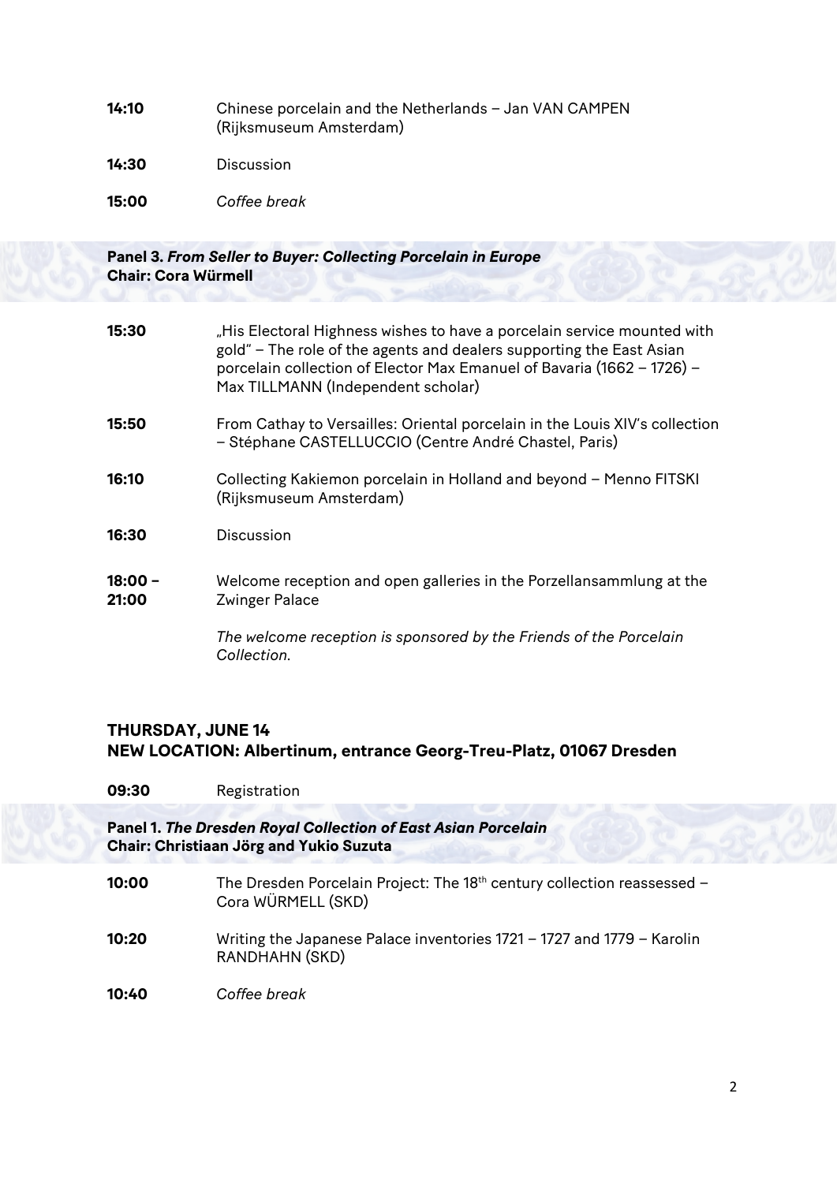**14:10** Chinese porcelain and the Netherlands – Jan VAN CAMPEN (Rijksmuseum Amsterdam)

**14:30** Discussion

**15:00** *Coffee break*

**Panel 3. *From Seller to Buyer: Collecting Porcelain in Europe***
**Chair: Cora Würmell**

**15:30** „His Electoral Highness wishes to have a porcelain service mounted with gold" – The role of the agents and dealers supporting the East Asian porcelain collection of Elector Max Emanuel of Bavaria (1662 – 1726) – Max TILLMANN (Independent scholar)

**15:50** From Cathay to Versailles: Oriental porcelain in the Louis XIV's collection – Stéphane CASTELLUCCIO (Centre André Chastel, Paris)

**16:10** Collecting Kakiemon porcelain in Holland and beyond – Menno FITSKI (Rijksmuseum Amsterdam)

**16:30** Discussion

**18:00 – 21:00** Welcome reception and open galleries in the Porzellansammlung at the Zwinger Palace

*The welcome reception is sponsored by the Friends of the Porcelain Collection.*

## THURSDAY, JUNE 14
## NEW LOCATION: Albertinum, entrance Georg-Treu-Platz, 01067 Dresden

**09:30** Registration

**Panel 1. *The Dresden Royal Collection of East Asian Porcelain***
**Chair: Christiaan Jörg and Yukio Suzuta**

**10:00** The Dresden Porcelain Project: The 18th century collection reassessed – Cora WÜRMELL (SKD)

**10:20** Writing the Japanese Palace inventories 1721 – 1727 and 1779 – Karolin RANDHAHN (SKD)

**10:40** *Coffee break*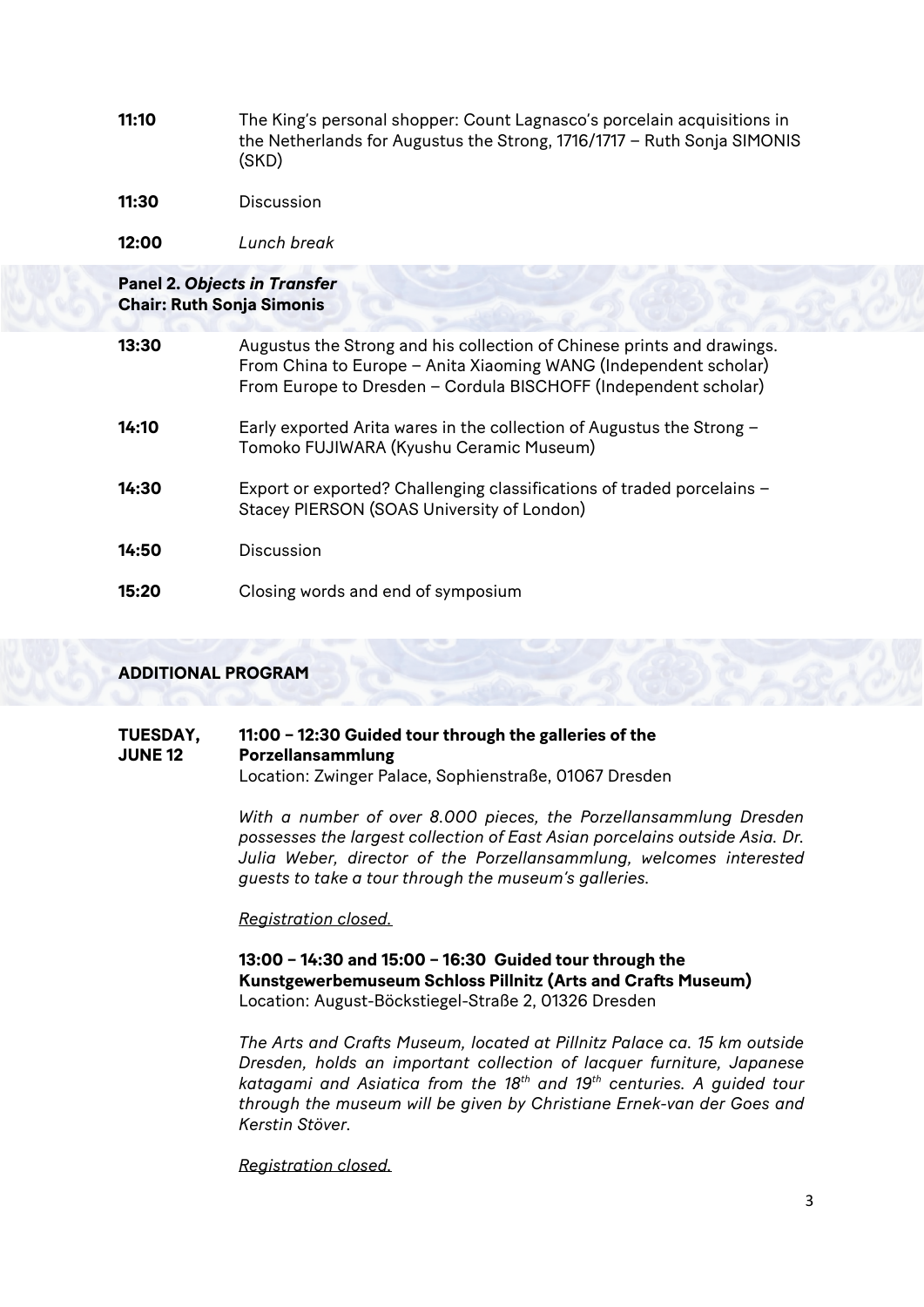**11:10** The King's personal shopper: Count Lagnasco's porcelain acquisitions in the Netherlands for Augustus the Strong, 1716/1717 – Ruth Sonja SIMONIS (SKD)

**11:30** Discussion

**12:00** *Lunch break*

### Panel 2. *Objects in Transfer*
**Chair: Ruth Sonja Simonis**

**13:30** Augustus the Strong and his collection of Chinese prints and drawings.
From China to Europe – Anita Xiaoming WANG (Independent scholar)
From Europe to Dresden – Cordula BISCHOFF (Independent scholar)

**14:10** Early exported Arita wares in the collection of Augustus the Strong – Tomoko FUJIWARA (Kyushu Ceramic Museum)

**14:30** Export or exported? Challenging classifications of traded porcelains – Stacey PIERSON (SOAS University of London)

**14:50** Discussion

**15:20** Closing words and end of symposium

## ADDITIONAL PROGRAM

**TUESDAY, JUNE 12**

**11:00 – 12:30 Guided tour through the galleries of the Porzellansammlung**
Location: Zwinger Palace, Sophienstraße, 01067 Dresden

*With a number of over 8.000 pieces, the Porzellansammlung Dresden possesses the largest collection of East Asian porcelains outside Asia. Dr. Julia Weber, director of the Porzellansammlung, welcomes interested guests to take a tour through the museum's galleries.*

*Registration closed.*

**13:00 – 14:30 and 15:00 – 16:30 Guided tour through the Kunstgewerbemuseum Schloss Pillnitz (Arts and Crafts Museum)**
Location: August-Böckstiegel-Straße 2, 01326 Dresden

*The Arts and Crafts Museum, located at Pillnitz Palace ca. 15 km outside Dresden, holds an important collection of lacquer furniture, Japanese katagami and Asiatica from the 18th and 19th centuries. A guided tour through the museum will be given by Christiane Ernek-van der Goes and Kerstin Stöver.*

*Registration closed.*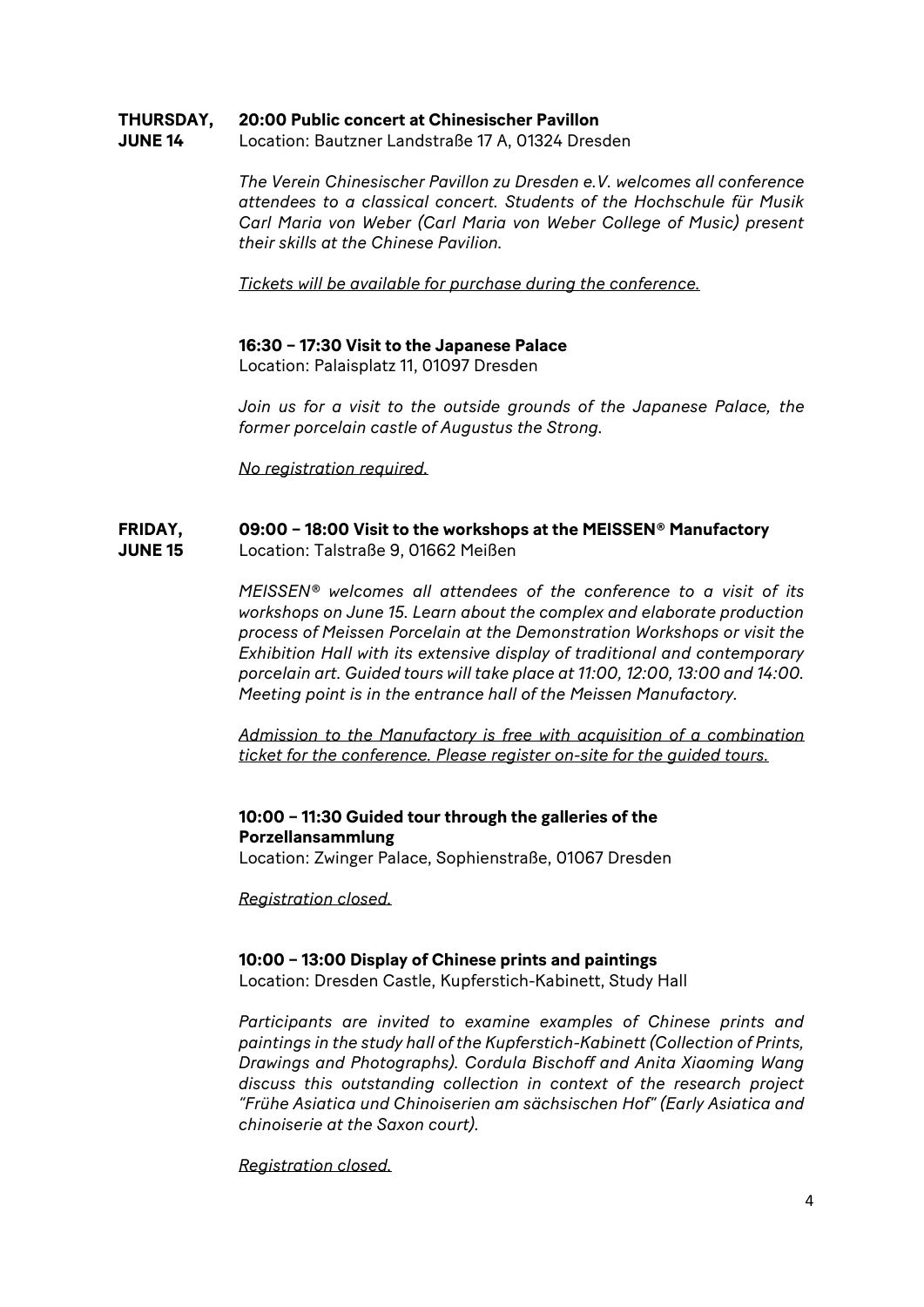**THURSDAY, JUNE 14**

**20:00 Public concert at Chinesischer Pavillon**
Location: Bautzner Landstraße 17 A, 01324 Dresden

*The Verein Chinesischer Pavillon zu Dresden e.V. welcomes all conference attendees to a classical concert. Students of the Hochschule für Musik Carl Maria von Weber (Carl Maria von Weber College of Music) present their skills at the Chinese Pavilion.*

*Tickets will be available for purchase during the conference.*

**16:30 – 17:30 Visit to the Japanese Palace**
Location: Palaisplatz 11, 01097 Dresden

*Join us for a visit to the outside grounds of the Japanese Palace, the former porcelain castle of Augustus the Strong.*

*No registration required.*

**FRIDAY, JUNE 15**

**09:00 – 18:00 Visit to the workshops at the MEISSEN® Manufactory**
Location: Talstraße 9, 01662 Meißen

*MEISSEN® welcomes all attendees of the conference to a visit of its workshops on June 15. Learn about the complex and elaborate production process of Meissen Porcelain at the Demonstration Workshops or visit the Exhibition Hall with its extensive display of traditional and contemporary porcelain art. Guided tours will take place at 11:00, 12:00, 13:00 and 14:00. Meeting point is in the entrance hall of the Meissen Manufactory.*

*Admission to the Manufactory is free with acquisition of a combination ticket for the conference. Please register on-site for the guided tours.*

**10:00 – 11:30 Guided tour through the galleries of the Porzellansammlung**
Location: Zwinger Palace, Sophienstraße, 01067 Dresden

*Registration closed.*

**10:00 – 13:00 Display of Chinese prints and paintings**
Location: Dresden Castle, Kupferstich-Kabinett, Study Hall

*Participants are invited to examine examples of Chinese prints and paintings in the study hall of the Kupferstich-Kabinett (Collection of Prints, Drawings and Photographs). Cordula Bischoff and Anita Xiaoming Wang discuss this outstanding collection in context of the research project "Frühe Asiatica und Chinoiserien am sächsischen Hof" (Early Asiatica and chinoiserie at the Saxon court).*

*Registration closed.*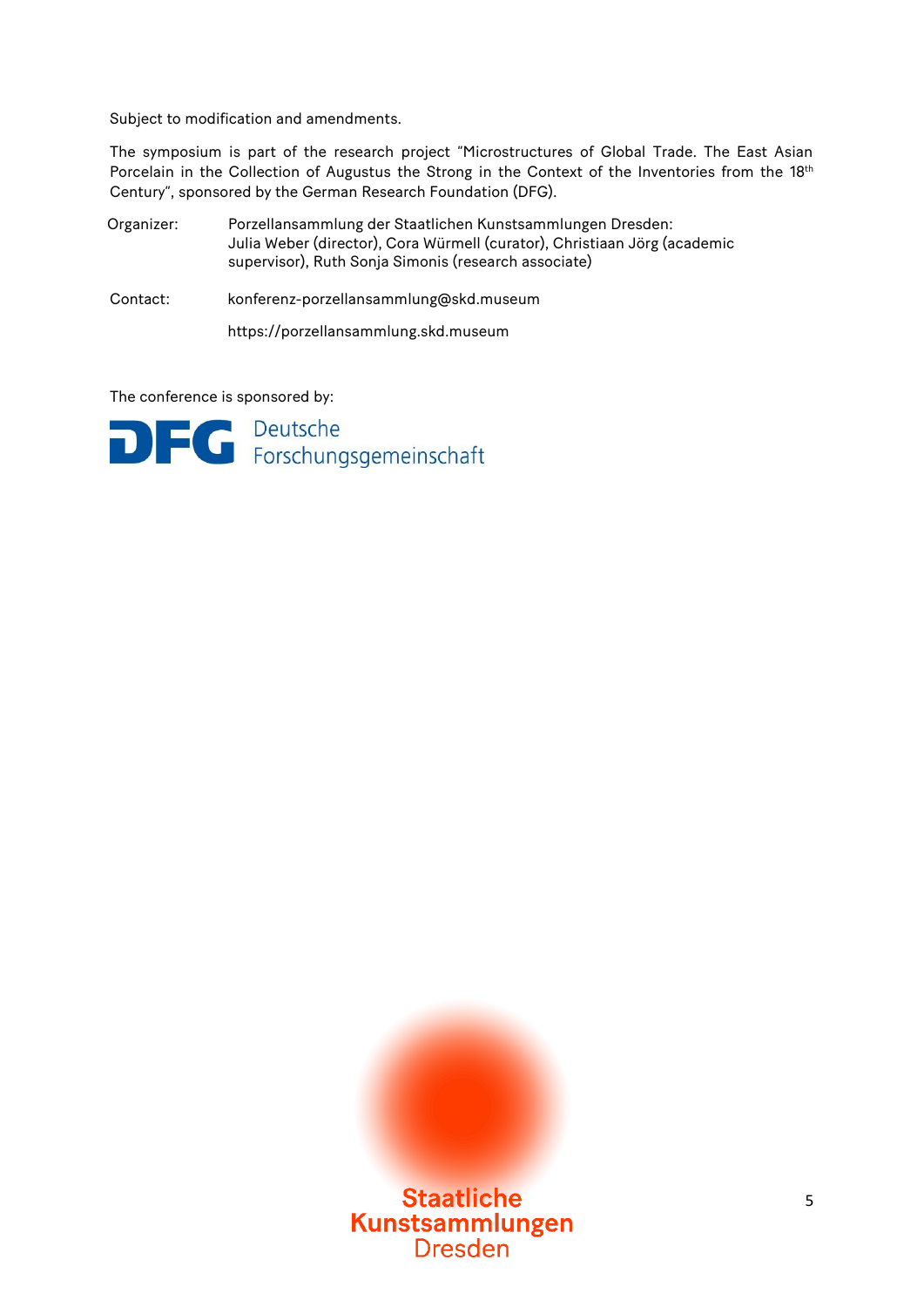Subject to modification and amendments.

The symposium is part of the research project "Microstructures of Global Trade. The East Asian Porcelain in the Collection of Augustus the Strong in the Context of the Inventories from the 18th Century", sponsored by the German Research Foundation (DFG).

| | |
|---|---|
| Organizer: | Porzellansammlung der Staatlichen Kunstsammlungen Dresden: Julia Weber (director), Cora Würmell (curator), Christiaan Jörg (academic supervisor), Ruth Sonja Simonis (research associate) |
| Contact: | konferenz-porzellansammlung@skd.museum |
| | https://porzellansammlung.skd.museum |

The conference is sponsored by:

DFG Deutsche Forschungsgemeinschaft

Staatliche Kunstsammlungen Dresden